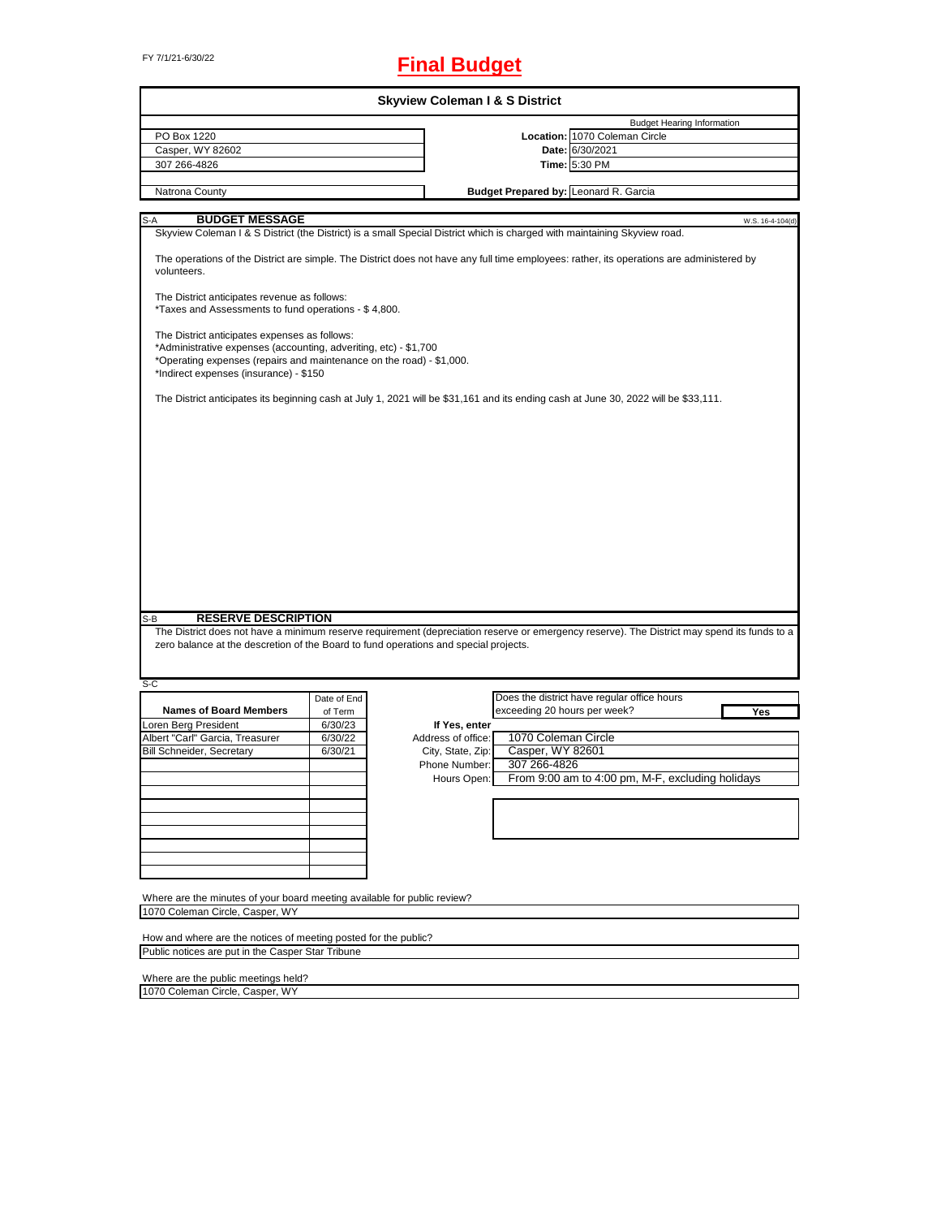FY 7/1/21-6/30/22

# Final Budget

## Skyview Coleman I & S District

| | | |
|---|---|---|
| PO Box 1220 | | Budget Hearing Information |
| Casper, WY 82602 | **Location:** | 1070 Coleman Circle |
| 307 266-4826 | **Date:** | 6/30/2021 |
| | **Time:** | 5:30 PM |
| Natrona County | **Budget Prepared by:** | Leonard R. Garcia |

### S-A BUDGET MESSAGE

W.S. 16-4-104(d)

Skyview Coleman I & S District (the District) is a small Special District which is charged with maintaining Skyview road.

The operations of the District are simple. The District does not have any full time employees: rather, its operations are administered by volunteers.

The District anticipates revenue as follows:
*Taxes and Assessments to fund operations - $ 4,800.

The District anticipates expenses as follows:
*Administrative expenses (accounting, adveriting, etc) - $1,700
*Operating expenses (repairs and maintenance on the road) - $1,000.
*Indirect expenses (insurance) - $150

The District anticipates its beginning cash at July 1, 2021 will be $31,161 and its ending cash at June 30, 2022 will be $33,111.

### S-B RESERVE DESCRIPTION

The District does not have a minimum reserve requirement (depreciation reserve or emergency reserve). The District may spend its funds to a zero balance at the descretion of the Board to fund operations and special projects.

S-C

| Names of Board Members | Date of End of Term |
|---|---|
| Loren Berg President | 6/30/23 |
| Albert "Carl" Garcia, Treasurer | 6/30/22 |
| Bill Schneider, Secretary | 6/30/21 |

Does the district have regular office hours exceeding 20 hours per week? **Yes**

**If Yes, enter**

| | |
|---|---|
| Address of office: | 1070 Coleman Circle |
| City, State, Zip: | Casper, WY 82601 |
| Phone Number: | 307 266-4826 |
| Hours Open: | From 9:00 am to 4:00 pm, M-F, excluding holidays |

Where are the minutes of your board meeting available for public review?
1070 Coleman Circle, Casper, WY

How and where are the notices of meeting posted for the public?
Public notices are put in the Casper Star Tribune

Where are the public meetings held?
1070 Coleman Circle, Casper, WY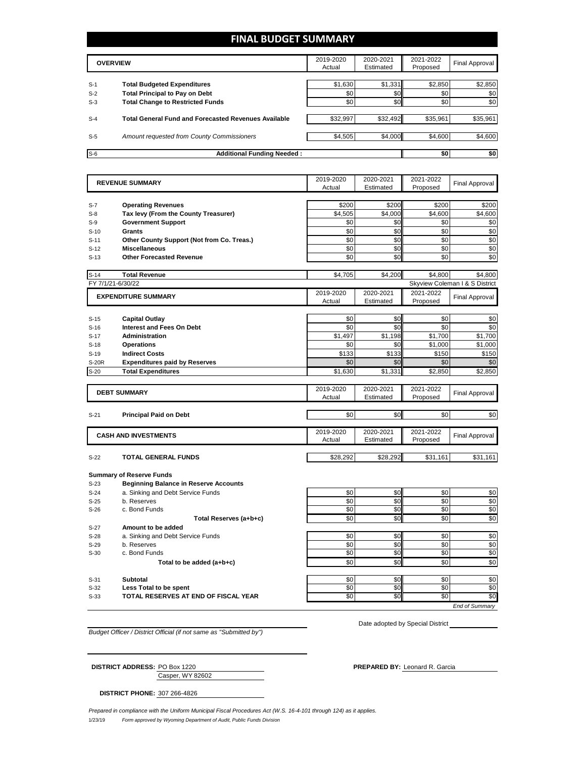# FINAL BUDGET SUMMARY

| | OVERVIEW | 2019-2020 Actual | 2020-2021 Estimated | 2021-2022 Proposed | Final Approval |
|---|---|---|---|---|---|
| S-1 | **Total Budgeted Expenditures** | $1,630 | $1,331 | $2,850 | $2,850 |
| S-2 | **Total Principal to Pay on Debt** | $0 | $0 | $0 | $0 |
| S-3 | **Total Change to Restricted Funds** | $0 | $0 | $0 | $0 |
| S-4 | **Total General Fund and Forecasted Revenues Available** | $32,997 | $32,492 | $35,961 | $35,961 |
| S-5 | *Amount requested from County Commissioners* | $4,505 | $4,000 | $4,600 | $4,600 |
| S-6 | **Additional Funding Needed :** | | | $0 | $0 |

| | REVENUE SUMMARY | 2019-2020 Actual | 2020-2021 Estimated | 2021-2022 Proposed | Final Approval |
|---|---|---|---|---|---|
| S-7 | **Operating Revenues** | $200 | $200 | $200 | $200 |
| S-8 | **Tax levy (From the County Treasurer)** | $4,505 | $4,000 | $4,600 | $4,600 |
| S-9 | **Government Support** | $0 | $0 | $0 | $0 |
| S-10 | **Grants** | $0 | $0 | $0 | $0 |
| S-11 | **Other County Support (Not from Co. Treas.)** | $0 | $0 | $0 | $0 |
| S-12 | **Miscellaneous** | $0 | $0 | $0 | $0 |
| S-13 | **Other Forecasted Revenue** | $0 | $0 | $0 | $0 |
| S-14 | **Total Revenue** | $4,705 | $4,200 | $4,800 | $4,800 |

FY 7/1/21-6/30/22 — Skyview Coleman I & S District

| | EXPENDITURE SUMMARY | 2019-2020 Actual | 2020-2021 Estimated | 2021-2022 Proposed | Final Approval |
|---|---|---|---|---|---|
| S-15 | **Capital Outlay** | $0 | $0 | $0 | $0 |
| S-16 | **Interest and Fees On Debt** | $0 | $0 | $0 | $0 |
| S-17 | **Administration** | $1,497 | $1,198 | $1,700 | $1,700 |
| S-18 | **Operations** | $0 | $0 | $1,000 | $1,000 |
| S-19 | **Indirect Costs** | $133 | $133 | $150 | $150 |
| S-20R | **Expenditures paid by Reserves** | $0 | $0 | $0 | $0 |
| S-20 | **Total Expenditures** | $1,630 | $1,331 | $2,850 | $2,850 |

| | DEBT SUMMARY | 2019-2020 Actual | 2020-2021 Estimated | 2021-2022 Proposed | Final Approval |
|---|---|---|---|---|---|
| S-21 | **Principal Paid on Debt** | $0 | $0 | $0 | $0 |

| | CASH AND INVESTMENTS | 2019-2020 Actual | 2020-2021 Estimated | 2021-2022 Proposed | Final Approval |
|---|---|---|---|---|---|
| S-22 | **TOTAL GENERAL FUNDS** | $28,292 | $28,292 | $31,161 | $31,161 |
| | **Summary of Reserve Funds** | | | | |
| S-23 | **Beginning Balance in Reserve Accounts** | | | | |
| S-24 | a. Sinking and Debt Service Funds | $0 | $0 | $0 | $0 |
| S-25 | b. Reserves | $0 | $0 | $0 | $0 |
| S-26 | c. Bond Funds | $0 | $0 | $0 | $0 |
| | **Total Reserves (a+b+c)** | $0 | $0 | $0 | $0 |
| S-27 | **Amount to be added** | | | | |
| S-28 | a. Sinking and Debt Service Funds | $0 | $0 | $0 | $0 |
| S-29 | b. Reserves | $0 | $0 | $0 | $0 |
| S-30 | c. Bond Funds | $0 | $0 | $0 | $0 |
| | **Total to be added (a+b+c)** | $0 | $0 | $0 | $0 |
| S-31 | **Subtotal** | $0 | $0 | $0 | $0 |
| S-32 | **Less Total to be spent** | $0 | $0 | $0 | $0 |
| S-33 | **TOTAL RESERVES AT END OF FISCAL YEAR** | $0 | $0 | $0 | $0 |

*End of Summary*

*Budget Officer / District Official (if not same as "Submitted by")*

Date adopted by Special District

**DISTRICT ADDRESS:** PO Box 1220
Casper, WY 82602

**PREPARED BY:** Leonard R. Garcia

**DISTRICT PHONE:** 307 266-4826

*Prepared in compliance with the Uniform Municipal Fiscal Procedures Act (W.S. 16-4-101 through 124) as it applies.*

1/23/19 *Form approved by Wyoming Department of Audit, Public Funds Division*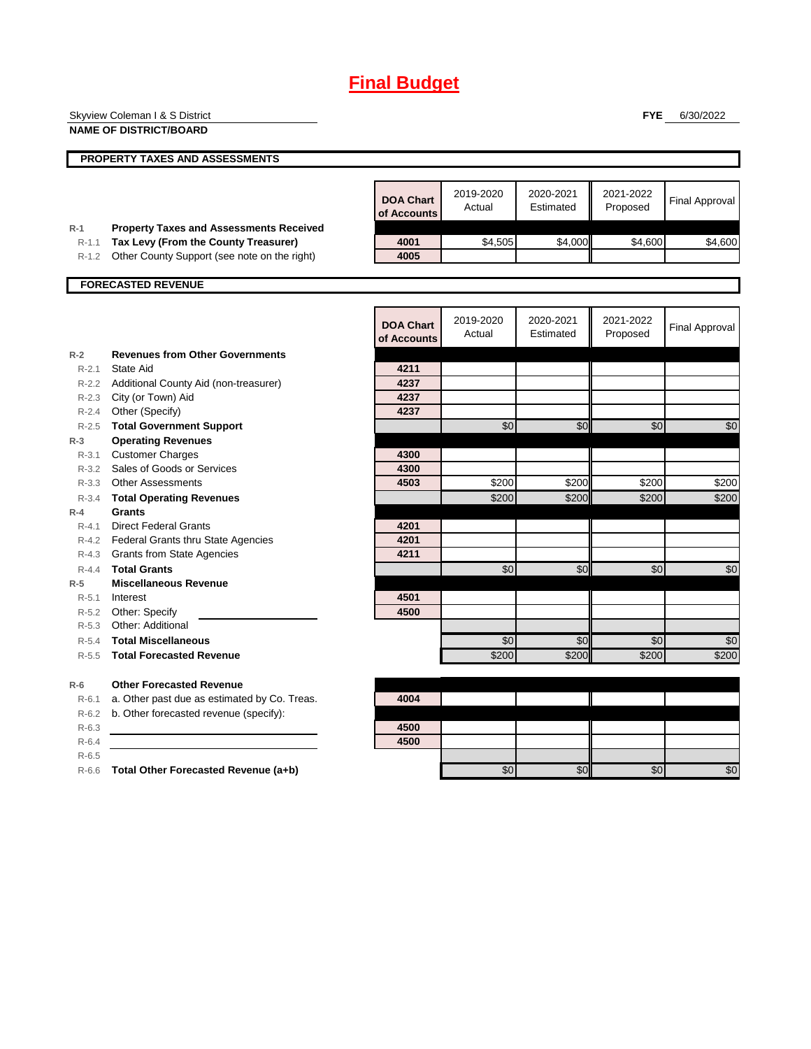# Final Budget

Skyview Coleman I & S District
**NAME OF DISTRICT/BOARD**

**FYE** 6/30/2022

## PROPERTY TAXES AND ASSESSMENTS

| | | DOA Chart of Accounts | 2019-2020 Actual | 2020-2021 Estimated | 2021-2022 Proposed | Final Approval |
|---|---|---|---|---|---|---|
| R-1 | **Property Taxes and Assessments Received** | | | | | |
| R-1.1 | **Tax Levy (From the County Treasurer)** | 4001 | $4,505 | $4,000 | $4,600 | $4,600 |
| R-1.2 | Other County Support (see note on the right) | 4005 | | | | |

## FORECASTED REVENUE

| | | DOA Chart of Accounts | 2019-2020 Actual | 2020-2021 Estimated | 2021-2022 Proposed | Final Approval |
|---|---|---|---|---|---|---|
| R-2 | **Revenues from Other Governments** | | | | | |
| R-2.1 | State Aid | 4211 | | | | |
| R-2.2 | Additional County Aid (non-treasurer) | 4237 | | | | |
| R-2.3 | City (or Town) Aid | 4237 | | | | |
| R-2.4 | Other (Specify) | 4237 | | | | |
| R-2.5 | **Total Government Support** | | $0 | $0 | $0 | $0 |
| R-3 | **Operating Revenues** | | | | | |
| R-3.1 | Customer Charges | 4300 | | | | |
| R-3.2 | Sales of Goods or Services | 4300 | | | | |
| R-3.3 | Other Assessments | 4503 | $200 | $200 | $200 | $200 |
| R-3.4 | **Total Operating Revenues** | | $200 | $200 | $200 | $200 |
| R-4 | **Grants** | | | | | |
| R-4.1 | Direct Federal Grants | 4201 | | | | |
| R-4.2 | Federal Grants thru State Agencies | 4201 | | | | |
| R-4.3 | Grants from State Agencies | 4211 | | | | |
| R-4.4 | **Total Grants** | | $0 | $0 | $0 | $0 |
| R-5 | **Miscellaneous Revenue** | | | | | |
| R-5.1 | Interest | 4501 | | | | |
| R-5.2 | Other: Specify | 4500 | | | | |
| R-5.3 | Other: Additional | | | | | |
| R-5.4 | **Total Miscellaneous** | | $0 | $0 | $0 | $0 |
| R-5.5 | **Total Forecasted Revenue** | | $200 | $200 | $200 | $200 |
| R-6 | **Other Forecasted Revenue** | | | | | |
| R-6.1 | a. Other past due as estimated by Co. Treas. | 4004 | | | | |
| R-6.2 | b. Other forecasted revenue (specify): | | | | | |
| R-6.3 | | 4500 | | | | |
| R-6.4 | | 4500 | | | | |
| R-6.5 | | | | | | |
| R-6.6 | **Total Other Forecasted Revenue (a+b)** | | $0 | $0 | $0 | $0 |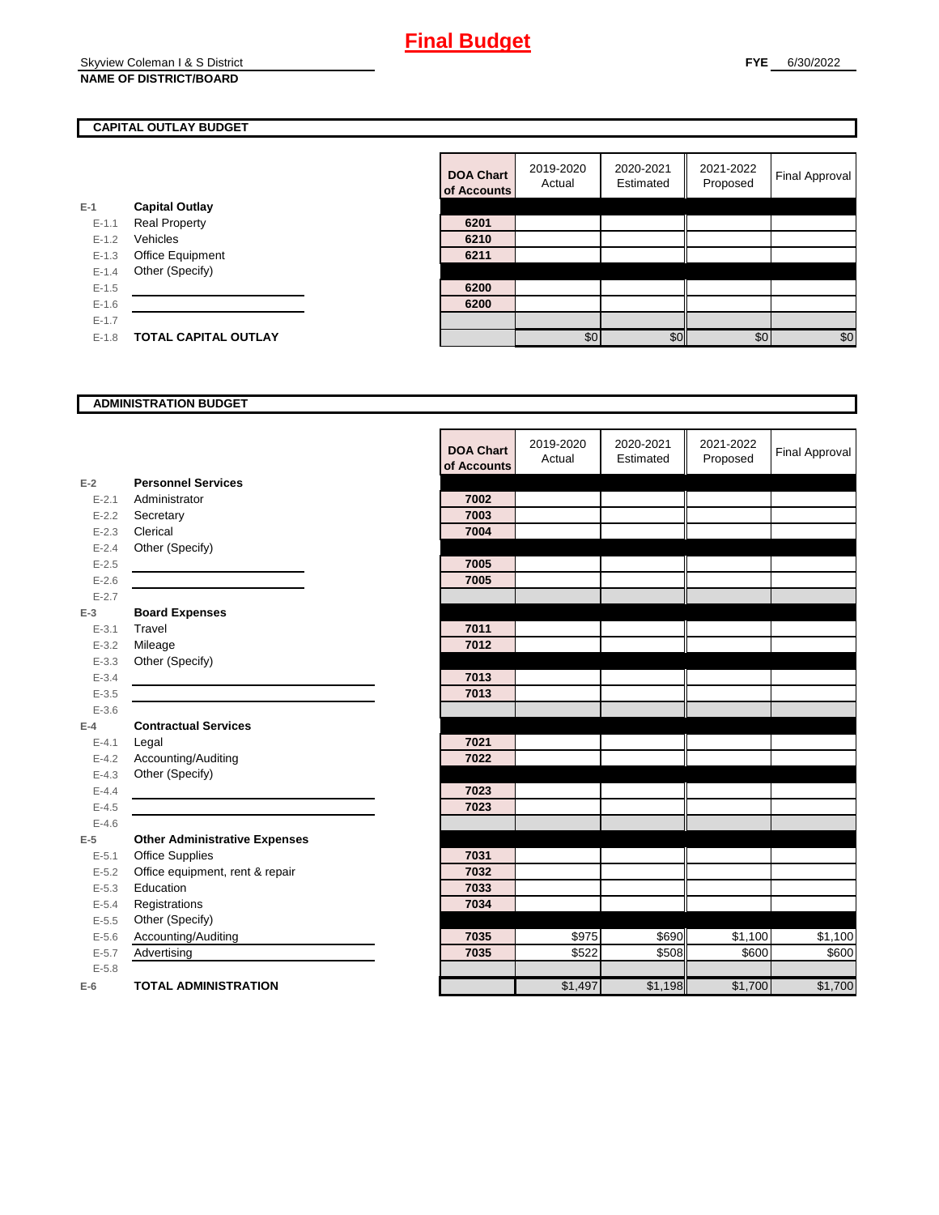# Final Budget

Skyview Coleman I & S District
**NAME OF DISTRICT/BOARD**

**FYE** 6/30/2022

## CAPITAL OUTLAY BUDGET

| | | DOA Chart of Accounts | 2019-2020 Actual | 2020-2021 Estimated | 2021-2022 Proposed | Final Approval |
|---|---|---|---|---|---|---|
| E-1 | **Capital Outlay** | | | | | |
| E-1.1 | Real Property | 6201 | | | | |
| E-1.2 | Vehicles | 6210 | | | | |
| E-1.3 | Office Equipment | 6211 | | | | |
| E-1.4 | Other (Specify) | | | | | |
| E-1.5 | | 6200 | | | | |
| E-1.6 | | 6200 | | | | |
| E-1.7 | | | | | | |
| E-1.8 | **TOTAL CAPITAL OUTLAY** | | $0 | $0 | $0 | $0 |

## ADMINISTRATION BUDGET

| | | DOA Chart of Accounts | 2019-2020 Actual | 2020-2021 Estimated | 2021-2022 Proposed | Final Approval |
|---|---|---|---|---|---|---|
| E-2 | **Personnel Services** | | | | | |
| E-2.1 | Administrator | 7002 | | | | |
| E-2.2 | Secretary | 7003 | | | | |
| E-2.3 | Clerical | 7004 | | | | |
| E-2.4 | Other (Specify) | | | | | |
| E-2.5 | | 7005 | | | | |
| E-2.6 | | 7005 | | | | |
| E-2.7 | | | | | | |
| E-3 | **Board Expenses** | | | | | |
| E-3.1 | Travel | 7011 | | | | |
| E-3.2 | Mileage | 7012 | | | | |
| E-3.3 | Other (Specify) | | | | | |
| E-3.4 | | 7013 | | | | |
| E-3.5 | | 7013 | | | | |
| E-3.6 | | | | | | |
| E-4 | **Contractual Services** | | | | | |
| E-4.1 | Legal | 7021 | | | | |
| E-4.2 | Accounting/Auditing | 7022 | | | | |
| E-4.3 | Other (Specify) | | | | | |
| E-4.4 | | 7023 | | | | |
| E-4.5 | | 7023 | | | | |
| E-4.6 | | | | | | |
| E-5 | **Other Administrative Expenses** | | | | | |
| E-5.1 | Office Supplies | 7031 | | | | |
| E-5.2 | Office equipment, rent & repair | 7032 | | | | |
| E-5.3 | Education | 7033 | | | | |
| E-5.4 | Registrations | 7034 | | | | |
| E-5.5 | Other (Specify) | | | | | |
| E-5.6 | Accounting/Auditing | 7035 | $975 | $690 | $1,100 | $1,100 |
| E-5.7 | Advertising | 7035 | $522 | $508 | $600 | $600 |
| E-5.8 | | | | | | |
| E-6 | **TOTAL ADMINISTRATION** | | $1,497 | $1,198 | $1,700 | $1,700 |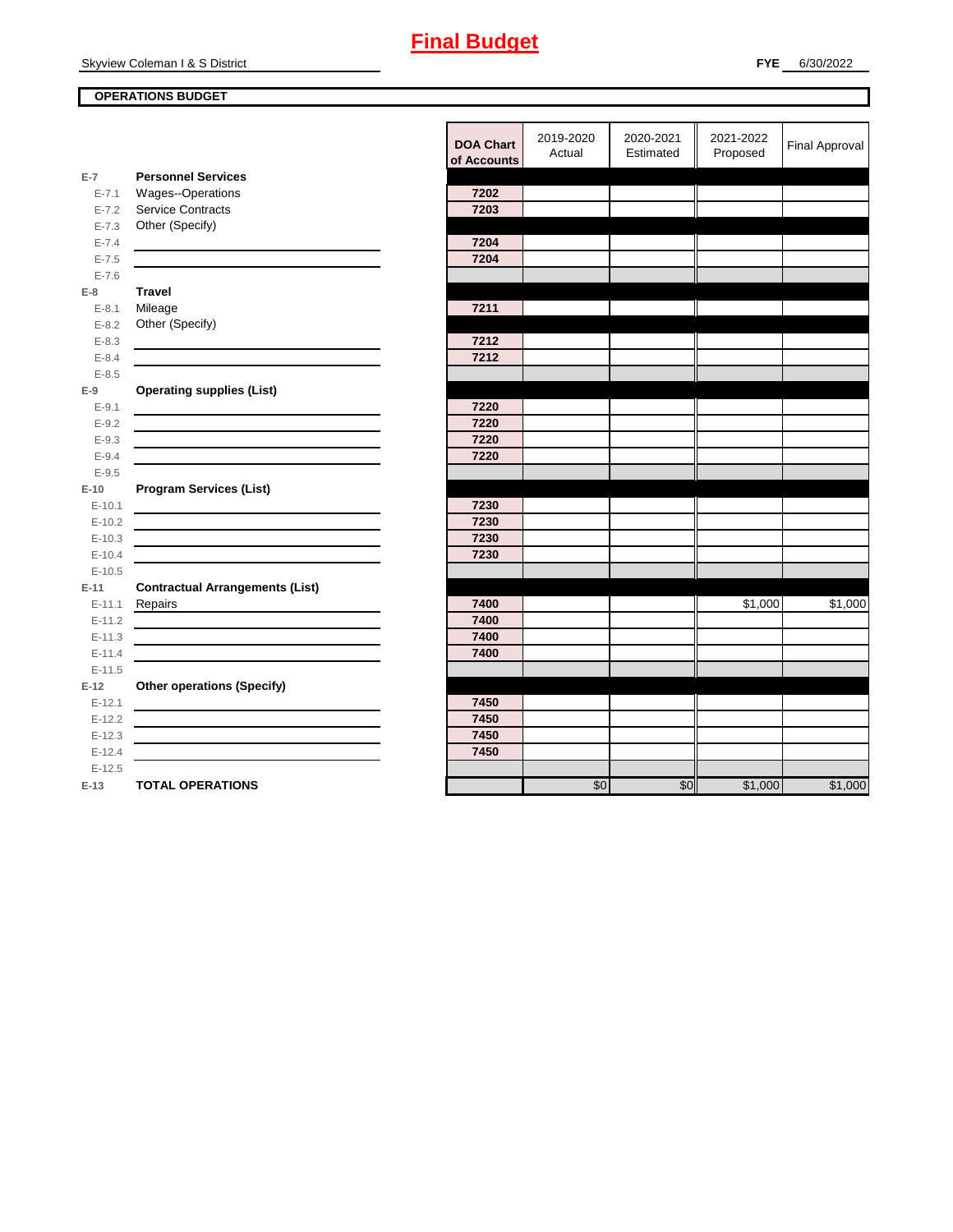# Final Budget

Skyview Coleman I & S District

**FYE** 6/30/2022

**OPERATIONS BUDGET**

| | | DOA Chart of Accounts | 2019-2020 Actual | 2020-2021 Estimated | 2021-2022 Proposed | Final Approval |
|---|---|---|---|---|---|---|
| E-7 | **Personnel Services** | | | | | |
| E-7.1 | Wages--Operations | 7202 | | | | |
| E-7.2 | Service Contracts | 7203 | | | | |
| E-7.3 | Other (Specify) | | | | | |
| E-7.4 | | 7204 | | | | |
| E-7.5 | | 7204 | | | | |
| E-7.6 | | | | | | |
| E-8 | **Travel** | | | | | |
| E-8.1 | Mileage | 7211 | | | | |
| E-8.2 | Other (Specify) | | | | | |
| E-8.3 | | 7212 | | | | |
| E-8.4 | | 7212 | | | | |
| E-8.5 | | | | | | |
| E-9 | **Operating supplies (List)** | | | | | |
| E-9.1 | | 7220 | | | | |
| E-9.2 | | 7220 | | | | |
| E-9.3 | | 7220 | | | | |
| E-9.4 | | 7220 | | | | |
| E-9.5 | | | | | | |
| E-10 | **Program Services (List)** | | | | | |
| E-10.1 | | 7230 | | | | |
| E-10.2 | | 7230 | | | | |
| E-10.3 | | 7230 | | | | |
| E-10.4 | | 7230 | | | | |
| E-10.5 | | | | | | |
| E-11 | **Contractual Arrangements (List)** | | | | | |
| E-11.1 | Repairs | 7400 | | | $1,000 | $1,000 |
| E-11.2 | | 7400 | | | | |
| E-11.3 | | 7400 | | | | |
| E-11.4 | | 7400 | | | | |
| E-11.5 | | | | | | |
| E-12 | **Other operations (Specify)** | | | | | |
| E-12.1 | | 7450 | | | | |
| E-12.2 | | 7450 | | | | |
| E-12.3 | | 7450 | | | | |
| E-12.4 | | 7450 | | | | |
| E-12.5 | | | | | | |
| E-13 | **TOTAL OPERATIONS** | | $0 | $0 | $1,000 | $1,000 |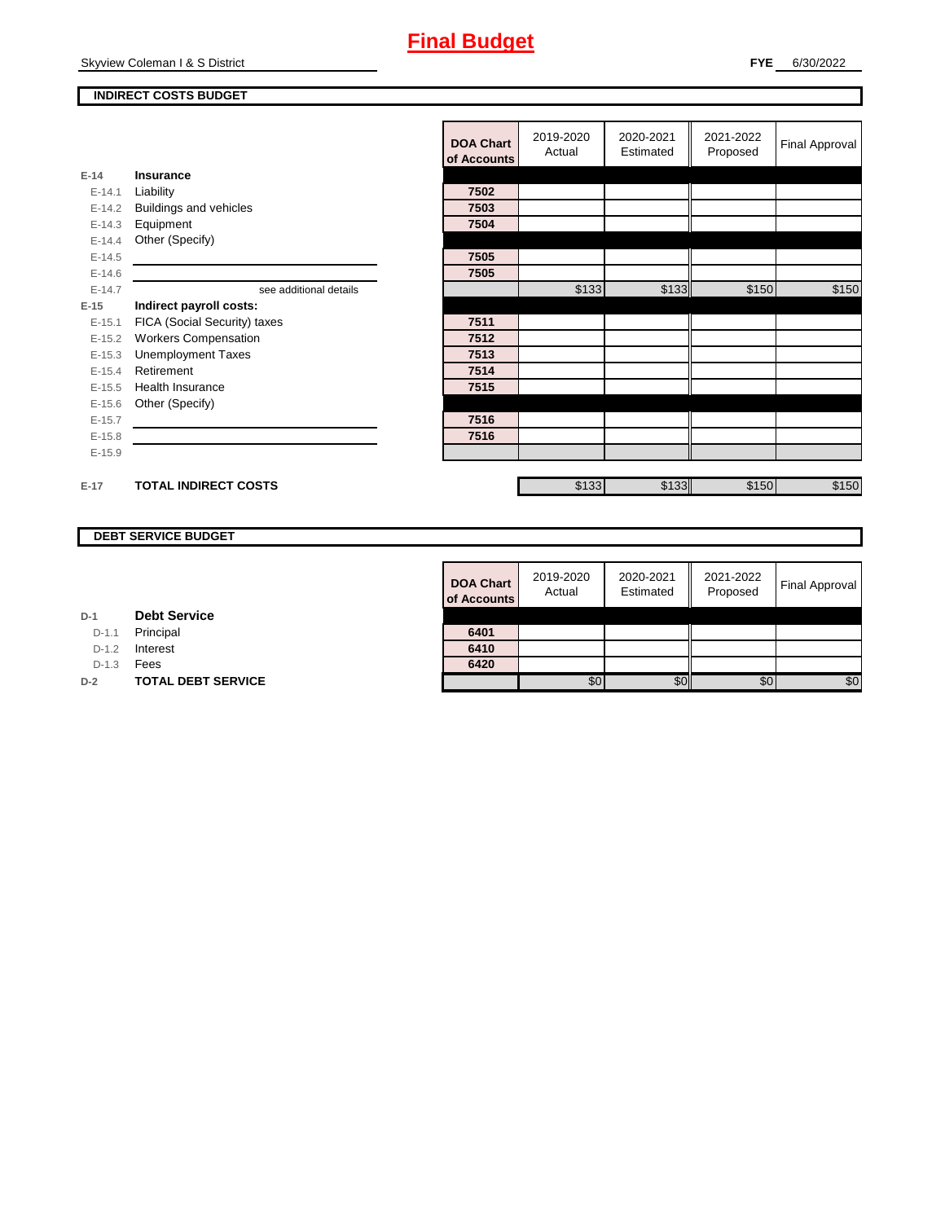# Final Budget

Skyview Coleman I & S District

**FYE** 6/30/2022

**INDIRECT COSTS BUDGET**

| | | DOA Chart of Accounts | 2019-2020 Actual | 2020-2021 Estimated | 2021-2022 Proposed | Final Approval |
|---|---|---|---|---|---|---|
| E-14 | **Insurance** | | | | | |
| E-14.1 | Liability | 7502 | | | | |
| E-14.2 | Buildings and vehicles | 7503 | | | | |
| E-14.3 | Equipment | 7504 | | | | |
| E-14.4 | Other (Specify) | | | | | |
| E-14.5 | | 7505 | | | | |
| E-14.6 | | 7505 | | | | |
| E-14.7 | see additional details | | $133 | $133 | $150 | $150 |
| E-15 | **Indirect payroll costs:** | | | | | |
| E-15.1 | FICA (Social Security) taxes | 7511 | | | | |
| E-15.2 | Workers Compensation | 7512 | | | | |
| E-15.3 | Unemployment Taxes | 7513 | | | | |
| E-15.4 | Retirement | 7514 | | | | |
| E-15.5 | Health Insurance | 7515 | | | | |
| E-15.6 | Other (Specify) | | | | | |
| E-15.7 | | 7516 | | | | |
| E-15.8 | | 7516 | | | | |
| E-15.9 | | | | | | |
| E-17 | **TOTAL INDIRECT COSTS** | | $133 | $133 | $150 | $150 |

**DEBT SERVICE BUDGET**

| | | DOA Chart of Accounts | 2019-2020 Actual | 2020-2021 Estimated | 2021-2022 Proposed | Final Approval |
|---|---|---|---|---|---|---|
| D-1 | **Debt Service** | | | | | |
| D-1.1 | Principal | 6401 | | | | |
| D-1.2 | Interest | 6410 | | | | |
| D-1.3 | Fees | 6420 | | | | |
| D-2 | **TOTAL DEBT SERVICE** | | $0 | $0 | $0 | $0 |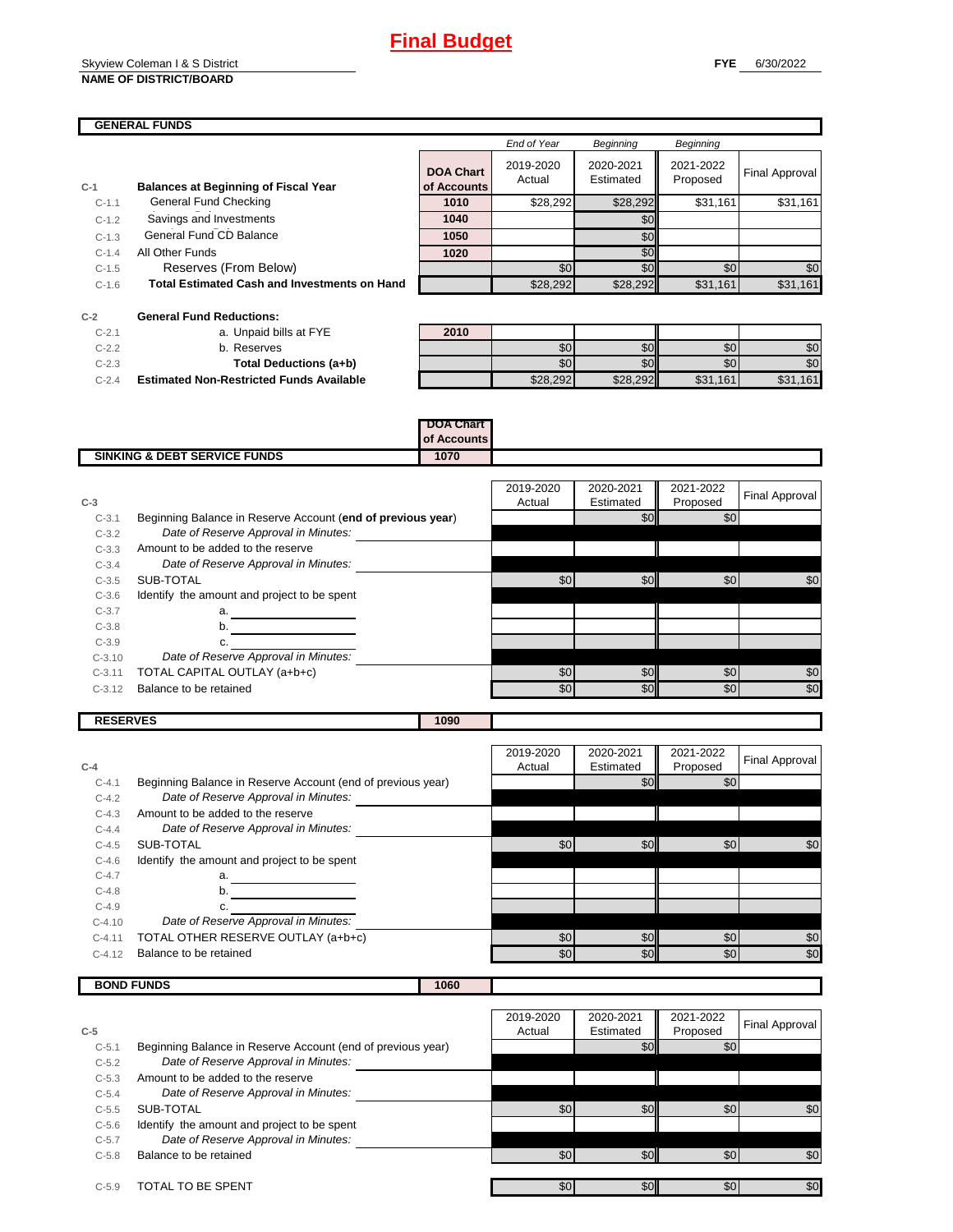# Final Budget

Skyview Coleman I & S District
**NAME OF DISTRICT/BOARD**

**FYE** 6/30/2022

## GENERAL FUNDS

| | | DOA Chart of Accounts | End of Year 2019-2020 Actual | Beginning 2020-2021 Estimated | Beginning 2021-2022 Proposed | Final Approval |
|---|---|---|---|---|---|---|
| C-1 | **Balances at Beginning of Fiscal Year** | | | | | |
| C-1.1 | General Fund Checking | 1010 | $28,292 | $28,292 | $31,161 | $31,161 |
| C-1.2 | Savings and Investments | 1040 | | $0 | | |
| C-1.3 | General Fund CD Balance | 1050 | | $0 | | |
| C-1.4 | All Other Funds | 1020 | | $0 | | |
| C-1.5 | Reserves (From Below) | | $0 | $0 | $0 | $0 |
| C-1.6 | **Total Estimated Cash and Investments on Hand** | | $28,292 | $28,292 | $31,161 | $31,161 |
| C-2 | **General Fund Reductions:** | | | | | |
| C-2.1 | a. Unpaid bills at FYE | 2010 | | | | |
| C-2.2 | b. Reserves | | $0 | $0 | $0 | $0 |
| C-2.3 | **Total Deductions (a+b)** | | $0 | $0 | $0 | $0 |
| C-2.4 | **Estimated Non-Restricted Funds Available** | | $28,292 | $28,292 | $31,161 | $31,161 |

## SINKING & DEBT SERVICE FUNDS — DOA Chart of Accounts 1070

| C-3 | | 2019-2020 Actual | 2020-2021 Estimated | 2021-2022 Proposed | Final Approval |
|---|---|---|---|---|---|
| C-3.1 | Beginning Balance in Reserve Account (**end of previous year**) | | $0 | $0 | |
| C-3.2 | *Date of Reserve Approval in Minutes:* | | | | |
| C-3.3 | Amount to be added to the reserve | | | | |
| C-3.4 | *Date of Reserve Approval in Minutes:* | | | | |
| C-3.5 | SUB-TOTAL | $0 | $0 | $0 | $0 |
| C-3.6 | Identify the amount and project to be spent | | | | |
| C-3.7 | a. | | | | |
| C-3.8 | b. | | | | |
| C-3.9 | c. | | | | |
| C-3.10 | *Date of Reserve Approval in Minutes:* | | | | |
| C-3.11 | TOTAL CAPITAL OUTLAY (a+b+c) | $0 | $0 | $0 | $0 |
| C-3.12 | Balance to be retained | $0 | $0 | $0 | $0 |

## RESERVES — 1090

| C-4 | | 2019-2020 Actual | 2020-2021 Estimated | 2021-2022 Proposed | Final Approval |
|---|---|---|---|---|---|
| C-4.1 | Beginning Balance in Reserve Account (end of previous year) | | $0 | $0 | |
| C-4.2 | *Date of Reserve Approval in Minutes:* | | | | |
| C-4.3 | Amount to be added to the reserve | | | | |
| C-4.4 | *Date of Reserve Approval in Minutes:* | | | | |
| C-4.5 | SUB-TOTAL | $0 | $0 | $0 | $0 |
| C-4.6 | Identify the amount and project to be spent | | | | |
| C-4.7 | a. | | | | |
| C-4.8 | b. | | | | |
| C-4.9 | c. | | | | |
| C-4.10 | *Date of Reserve Approval in Minutes:* | | | | |
| C-4.11 | TOTAL OTHER RESERVE OUTLAY (a+b+c) | $0 | $0 | $0 | $0 |
| C-4.12 | Balance to be retained | $0 | $0 | $0 | $0 |

## BOND FUNDS — 1060

| C-5 | | 2019-2020 Actual | 2020-2021 Estimated | 2021-2022 Proposed | Final Approval |
|---|---|---|---|---|---|
| C-5.1 | Beginning Balance in Reserve Account (end of previous year) | | $0 | $0 | |
| C-5.2 | *Date of Reserve Approval in Minutes:* | | | | |
| C-5.3 | Amount to be added to the reserve | | | | |
| C-5.4 | *Date of Reserve Approval in Minutes:* | | | | |
| C-5.5 | SUB-TOTAL | $0 | $0 | $0 | $0 |
| C-5.6 | Identify the amount and project to be spent | | | | |
| C-5.7 | *Date of Reserve Approval in Minutes:* | | | | |
| C-5.8 | Balance to be retained | $0 | $0 | $0 | $0 |
| C-5.9 | TOTAL TO BE SPENT | $0 | $0 | $0 | $0 |